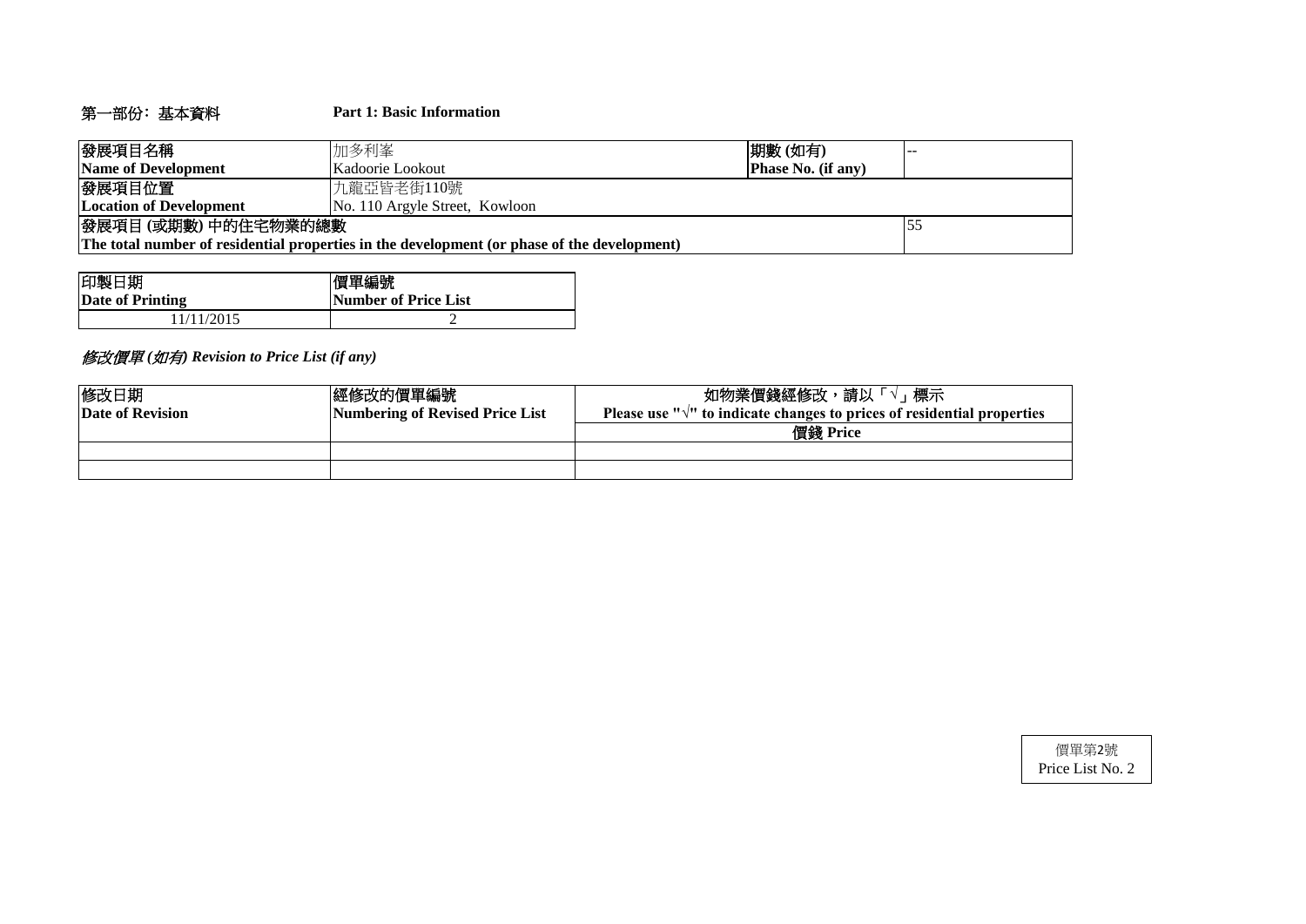## 第一部份：基本資料　　Part 1: Basic Information

| 發展項目名稱<br>**Name of Development** | 加多利峯<br>Kadoorie Lookout | **期數 (如有)**<br>**Phase No. (if any)** | -- |
|---|---|---|---|
| **發展項目位置**<br>**Location of Development** | 九龍亞皆老街110號<br>No. 110 Argyle Street, Kowloon | | |
| **發展項目 (或期數) 中的住宅物業的總數**<br>**The total number of residential properties in the development (or phase of the development)** | | | 55 |

| 印製日期<br>**Date of Printing** | **價單編號**<br>**Number of Price List** |
|---|---|
| 11/11/2015 | 2 |

### *修改價單 (如有) Revision to Price List (if any)*

| 修改日期<br>**Date of Revision** | **經修改的價單編號**<br>**Numbering of Revised Price List** | **如物業價錢經修改，請以「√」標示**<br>**Please use "√" to indicate changes to prices of residential properties** |
|---|---|---|
| | | **價錢 Price** |
| | | |
| | | |

價單第2號
Price List No. 2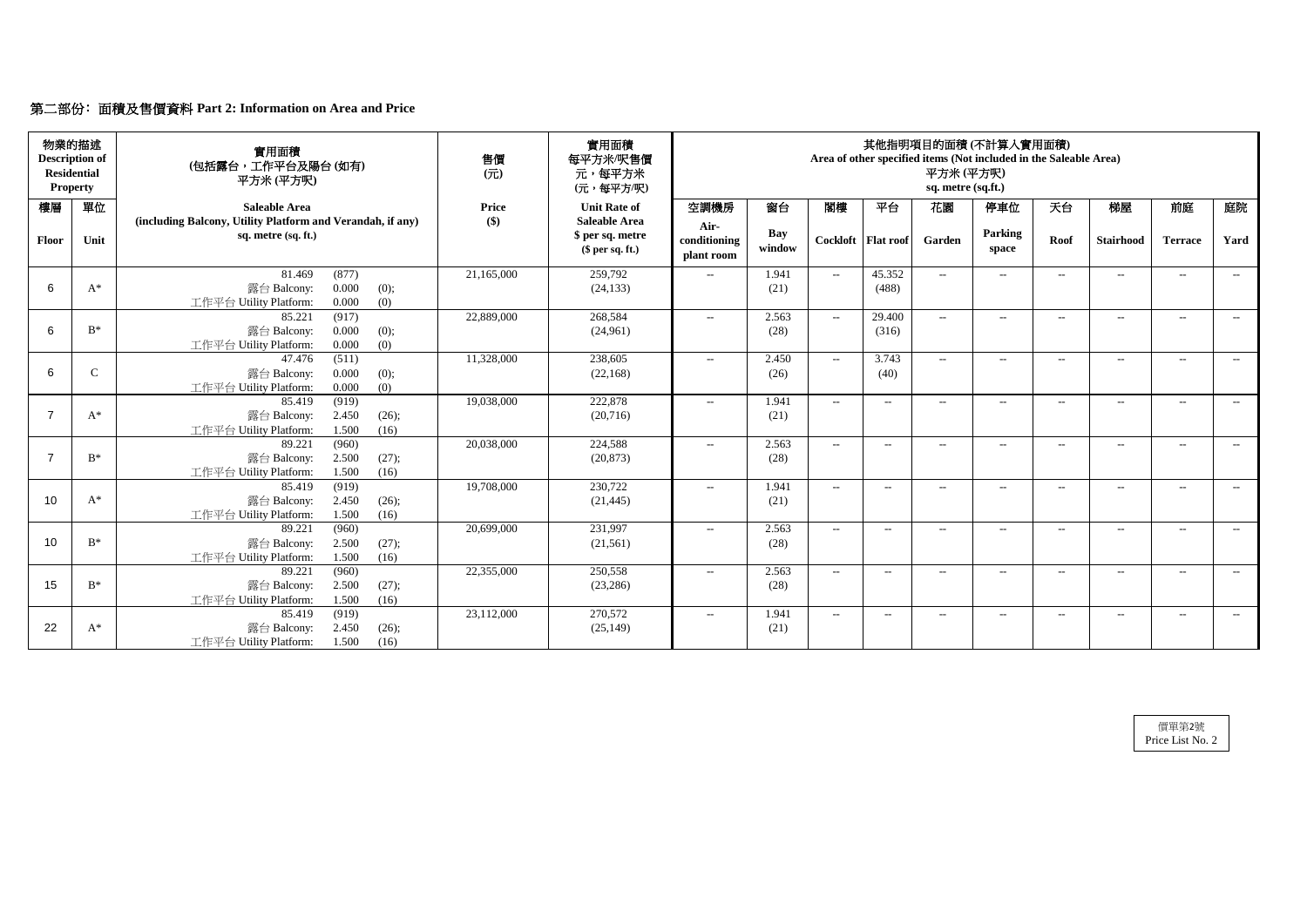## 第二部份：面積及售價資料 Part 2: Information on Area and Price

| 物業的描述 Description of Residential Property | | 實用面積 (包括露台，工作平台及陽台 (如有)) 平方米 (平方呎) | 售價 (元) | 實用面積 每平方米/呎售價 元，每平方米 (元，每平方/呎) | 其他指明項目的面積 (不計算入實用面積) Area of other specified items (Not included in the Saleable Area) 平方米 (平方呎) sq. metre (sq.ft.) | | | | | | | | | |
|---|---|---|---|---|---|---|---|---|---|---|---|---|---|---|
| 樓層 Floor | 單位 Unit | Saleable Area (including Balcony, Utility Platform and Verandah, if any) sq. metre (sq. ft.) | Price ($) | Unit Rate of Saleable Area $ per sq. metre ($ per sq. ft.) | 空調機房 Air-conditioning plant room | 窗台 Bay window | 閣樓 Cockloft | 平台 Flat roof | 花園 Garden | 停車位 Parking space | 天台 Roof | 梯屋 Stairhood | 前庭 Terrace | 庭院 Yard |
| 6 | A* | 81.469 (877) 露台 Balcony: 0.000 (0); 工作平台 Utility Platform: 0.000 (0) | 21,165,000 | 259,792 (24,133) | -- | 1.941 (21) | -- | 45.352 (488) | -- | -- | -- | -- | -- | -- |
| 6 | B* | 85.221 (917) 露台 Balcony: 0.000 (0); 工作平台 Utility Platform: 0.000 (0) | 22,889,000 | 268,584 (24,961) | -- | 2.563 (28) | -- | 29.400 (316) | -- | -- | -- | -- | -- | -- |
| 6 | C | 47.476 (511) 露台 Balcony: 0.000 (0); 工作平台 Utility Platform: 0.000 (0) | 11,328,000 | 238,605 (22,168) | -- | 2.450 (26) | -- | 3.743 (40) | -- | -- | -- | -- | -- | -- |
| 7 | A* | 85.419 (919) 露台 Balcony: 2.450 (26); 工作平台 Utility Platform: 1.500 (16) | 19,038,000 | 222,878 (20,716) | -- | 1.941 (21) | -- | -- | -- | -- | -- | -- | -- | -- |
| 7 | B* | 89.221 (960) 露台 Balcony: 2.500 (27); 工作平台 Utility Platform: 1.500 (16) | 20,038,000 | 224,588 (20,873) | -- | 2.563 (28) | -- | -- | -- | -- | -- | -- | -- | -- |
| 10 | A* | 85.419 (919) 露台 Balcony: 2.450 (26); 工作平台 Utility Platform: 1.500 (16) | 19,708,000 | 230,722 (21,445) | -- | 1.941 (21) | -- | -- | -- | -- | -- | -- | -- | -- |
| 10 | B* | 89.221 (960) 露台 Balcony: 2.500 (27); 工作平台 Utility Platform: 1.500 (16) | 20,699,000 | 231,997 (21,561) | -- | 2.563 (28) | -- | -- | -- | -- | -- | -- | -- | -- |
| 15 | B* | 89.221 (960) 露台 Balcony: 2.500 (27); 工作平台 Utility Platform: 1.500 (16) | 22,355,000 | 250,558 (23,286) | -- | 2.563 (28) | -- | -- | -- | -- | -- | -- | -- | -- |
| 22 | A* | 85.419 (919) 露台 Balcony: 2.450 (26); 工作平台 Utility Platform: 1.500 (16) | 23,112,000 | 270,572 (25,149) | -- | 1.941 (21) | -- | -- | -- | -- | -- | -- | -- | -- |

價單第2號
Price List No. 2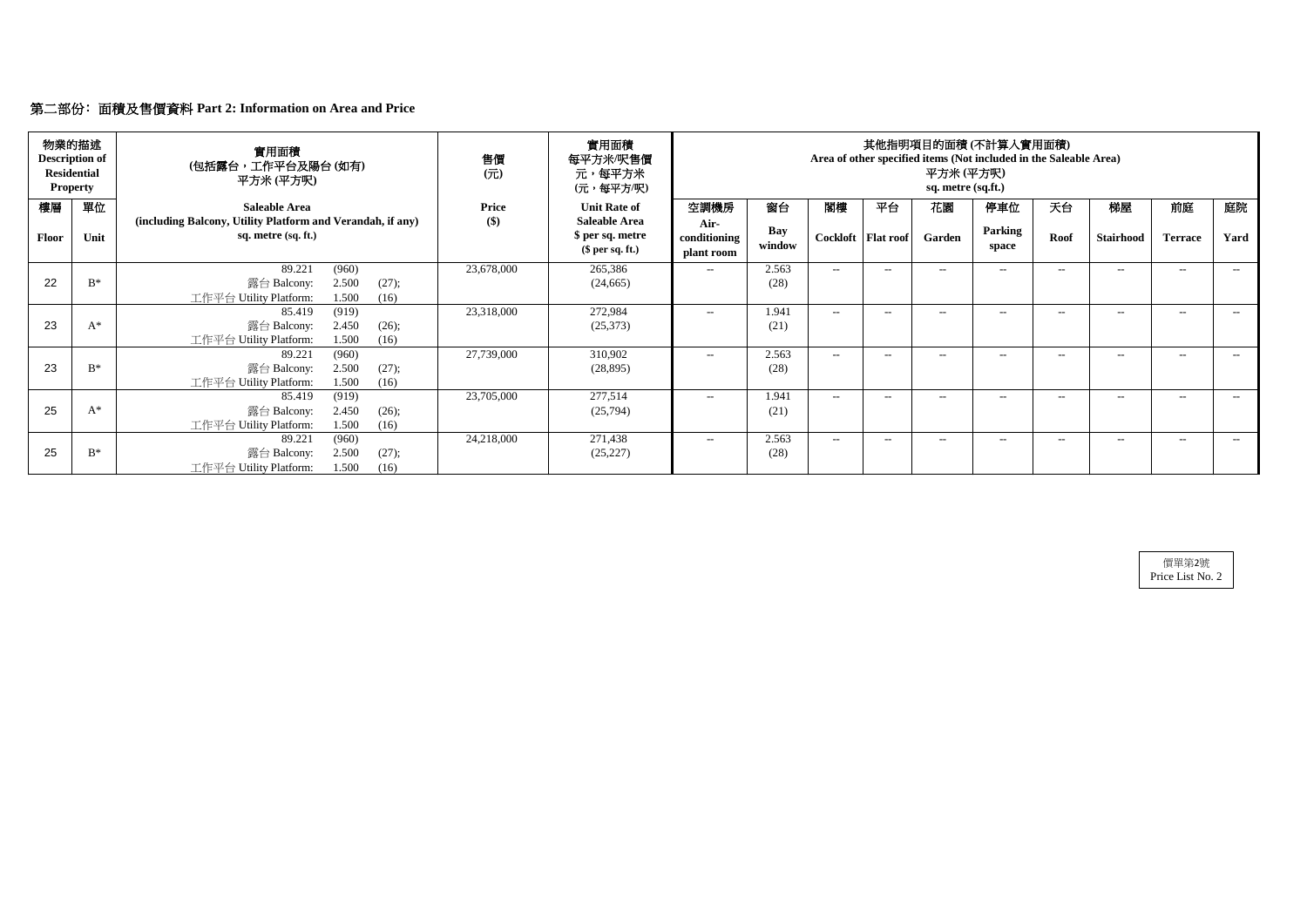## 第二部份: 面積及售價資料 Part 2: Information on Area and Price

| 物業的描述 Description of Residential Property | | 實用面積 (包括露台，工作平台及陽台 (如有)) 平方米 (平方呎) | 售價 (元) | 實用面積 每平方米/呎售價 元，每平方米 (元，每平方/呎) | 其他指明項目的面積 (不計算入實用面積) Area of other specified items (Not included in the Saleable Area) 平方米 (平方呎) sq. metre (sq.ft.) | | | | | | | | | |
|---|---|---|---|---|---|---|---|---|---|---|---|---|---|---|
| 樓層 Floor | 單位 Unit | Saleable Area (including Balcony, Utility Platform and Verandah, if any) sq. metre (sq. ft.) | Price ($) | Unit Rate of Saleable Area $ per sq. metre ($ per sq. ft.) | 空調機房 Air-conditioning plant room | 窗台 Bay window | 閣樓 Cockloft | 平台 Flat roof | 花園 Garden | 停車位 Parking space | 天台 Roof | 梯屋 Stairhood | 前庭 Terrace | 庭院 Yard |
| 22 | B* | 89.221 (960) 露台 Balcony: 2.500 (27); 工作平台 Utility Platform: 1.500 (16) | 23,678,000 | 265,386 (24,665) | -- | 2.563 (28) | -- | -- | -- | -- | -- | -- | -- | -- |
| 23 | A* | 85.419 (919) 露台 Balcony: 2.450 (26); 工作平台 Utility Platform: 1.500 (16) | 23,318,000 | 272,984 (25,373) | -- | 1.941 (21) | -- | -- | -- | -- | -- | -- | -- | -- |
| 23 | B* | 89.221 (960) 露台 Balcony: 2.500 (27); 工作平台 Utility Platform: 1.500 (16) | 27,739,000 | 310,902 (28,895) | -- | 2.563 (28) | -- | -- | -- | -- | -- | -- | -- | -- |
| 25 | A* | 85.419 (919) 露台 Balcony: 2.450 (26); 工作平台 Utility Platform: 1.500 (16) | 23,705,000 | 277,514 (25,794) | -- | 1.941 (21) | -- | -- | -- | -- | -- | -- | -- | -- |
| 25 | B* | 89.221 (960) 露台 Balcony: 2.500 (27); 工作平台 Utility Platform: 1.500 (16) | 24,218,000 | 271,438 (25,227) | -- | 2.563 (28) | -- | -- | -- | -- | -- | -- | -- | -- |

價單第2號
Price List No. 2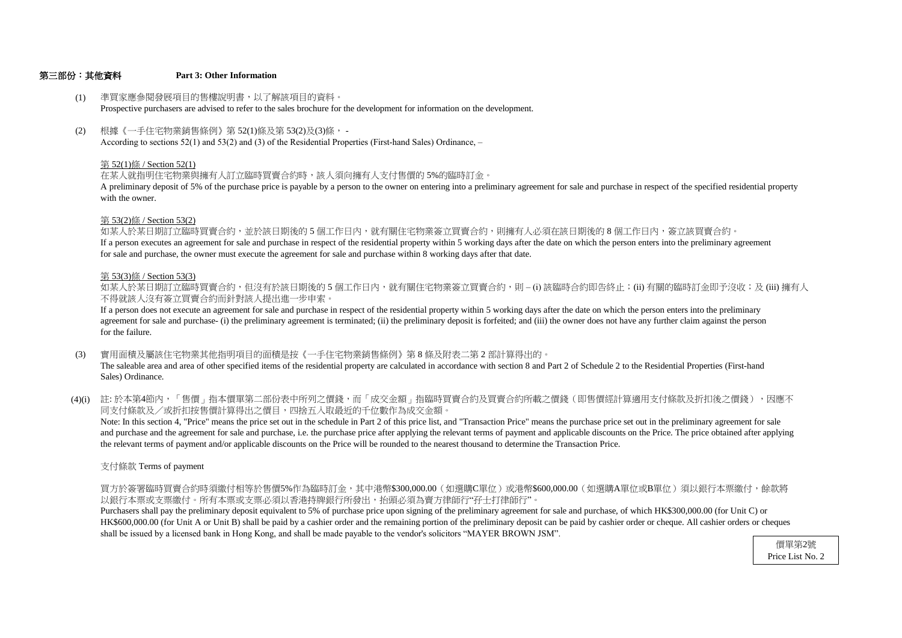## 第三部份：其他資料 Part 3: Other Information

(1) 準買家應參閱發展項目的售樓說明書，以了解該項目的資料。
Prospective purchasers are advised to refer to the sales brochure for the development for information on the development.

(2) 根據《一手住宅物業銷售條例》第 52(1)條及第 53(2)及(3)條， -
According to sections 52(1) and 53(2) and (3) of the Residential Properties (First-hand Sales) Ordinance, –

第 52(1)條 / Section 52(1)

在某人就指明住宅物業與擁有人訂立臨時買賣合約時，該人須向擁有人支付售價的 5%的臨時訂金。
A preliminary deposit of 5% of the purchase price is payable by a person to the owner on entering into a preliminary agreement for sale and purchase in respect of the specified residential property with the owner.

第 53(2)條 / Section 53(2)

如某人於某日期訂立臨時買賣合約，並於該日期後的 5 個工作日內，就有關住宅物業簽立買賣合約，則擁有人必須在該日期後的 8 個工作日內，簽立該買賣合約。
If a person executes an agreement for sale and purchase in respect of the residential property within 5 working days after the date on which the person enters into the preliminary agreement for sale and purchase, the owner must execute the agreement for sale and purchase within 8 working days after that date.

第 53(3)條 / Section 53(3)

如某人於某日期訂立臨時買賣合約，但沒有於該日期後的 5 個工作日內，就有關住宅物業簽立買賣合約，則 – (i) 該臨時合約即告終止；(ii) 有關的臨時訂金即予沒收；及 (iii) 擁有人不得就該人沒有簽立買賣合約而針對該人提出進一步申索。
If a person does not execute an agreement for sale and purchase in respect of the residential property within 5 working days after the date on which the person enters into the preliminary agreement for sale and purchase- (i) the preliminary agreement is terminated; (ii) the preliminary deposit is forfeited; and (iii) the owner does not have any further claim against the person for the failure.

(3) 實用面積及屬該住宅物業其他指明項目的面積是按《一手住宅物業銷售條例》第 8 條及附表二第 2 部計算得出的。
The saleable area and area of other specified items of the residential property are calculated in accordance with section 8 and Part 2 of Schedule 2 to the Residential Properties (First-hand Sales) Ordinance.

(4)(i) 註: 於本第4節內，「售價」指本價單第二部份表中所列之價錢，而「成交金額」指臨時買賣合約及買賣合約所載之價錢（即售價經計算適用支付條款及折扣後之價錢），因應不同支付條款及／或折扣按售價計算得出之價目，四捨五入取最近的千位數作為成交金額。
Note: In this section 4, "Price" means the price set out in the schedule in Part 2 of this price list, and "Transaction Price" means the purchase price set out in the preliminary agreement for sale and purchase and the agreement for sale and purchase, i.e. the purchase price after applying the relevant terms of payment and applicable discounts on the Price. The price obtained after applying the relevant terms of payment and/or applicable discounts on the Price will be rounded to the nearest thousand to determine the Transaction Price.

支付條款 Terms of payment

買方於簽署臨時買賣合約時須繳付相等於售價5%作為臨時訂金，其中港幣$300,000.00（如選購C單位）或港幣$600,000.00（如選購A單位或B單位）須以銀行本票繳付，餘款將以銀行本票或支票繳付。所有本票或支票必須以香港持牌銀行所發出，抬頭必須為賣方律師行"孖士打律師行"。
Purchasers shall pay the preliminary deposit equivalent to 5% of purchase price upon signing of the preliminary agreement for sale and purchase, of which HK$300,000.00 (for Unit C) or HK$600,000.00 (for Unit A or Unit B) shall be paid by a cashier order and the remaining portion of the preliminary deposit can be paid by cashier order or cheque. All cashier orders or cheques shall be issued by a licensed bank in Hong Kong, and shall be made payable to the vendor's solicitors "MAYER BROWN JSM".

價單第2號
Price List No. 2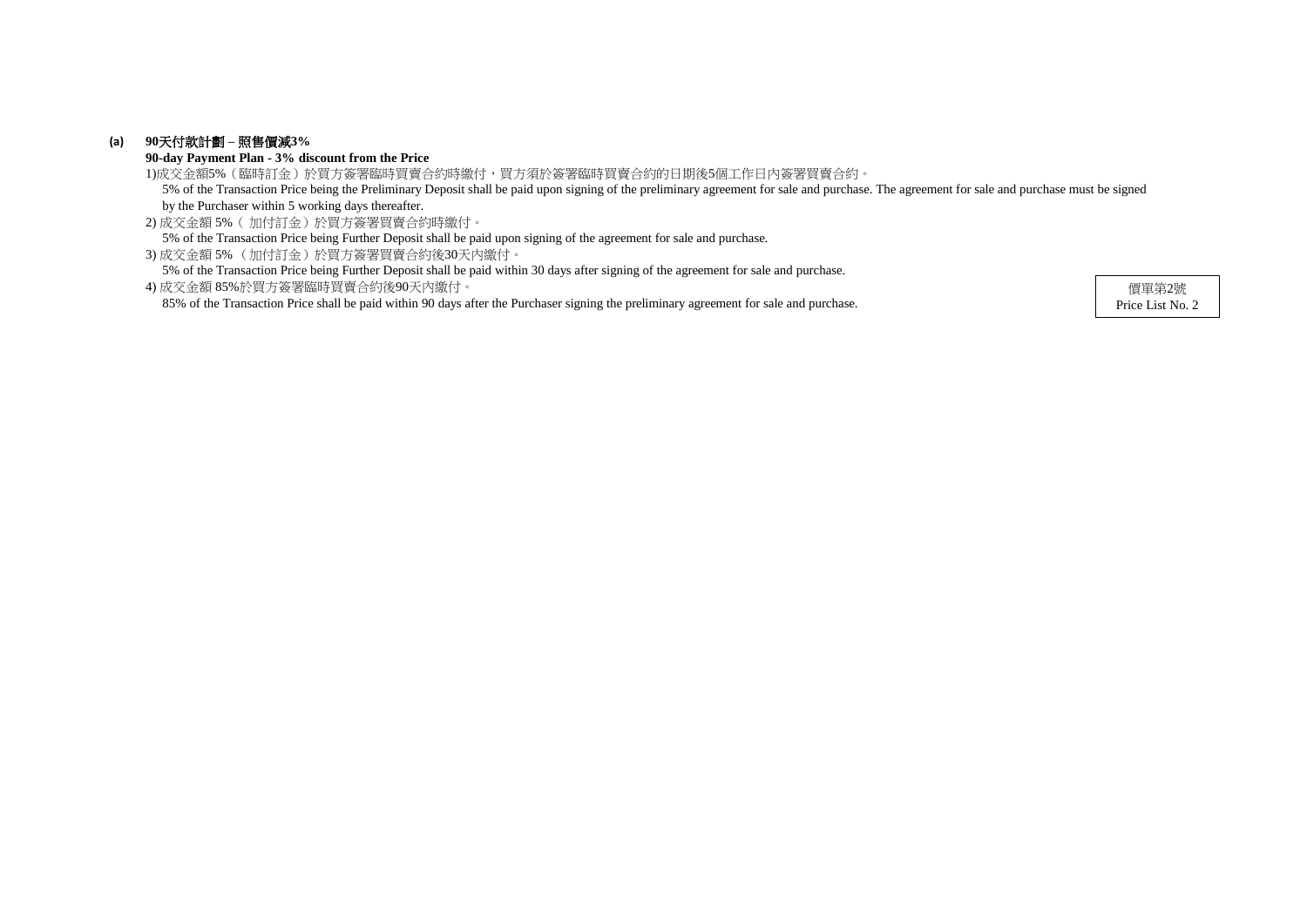**(a) 90天付款計劃 – 照售價減3%**

**90-day Payment Plan - 3% discount from the Price**

1)成交金額5%（臨時訂金）於買方簽署臨時買賣合約時繳付，買方須於簽署臨時買賣合約的日期後5個工作日內簽署買賣合約。

5% of the Transaction Price being the Preliminary Deposit shall be paid upon signing of the preliminary agreement for sale and purchase. The agreement for sale and purchase must be signed by the Purchaser within 5 working days thereafter.

2) 成交金額 5%（ 加付訂金）於買方簽署買賣合約時繳付。

5% of the Transaction Price being Further Deposit shall be paid upon signing of the agreement for sale and purchase.

3) 成交金額 5%（加付訂金）於買方簽署買賣合約後30天內繳付。

5% of the Transaction Price being Further Deposit shall be paid within 30 days after signing of the agreement for sale and purchase.

4) 成交金額 85%於買方簽署臨時買賣合約後90天內繳付。

85% of the Transaction Price shall be paid within 90 days after the Purchaser signing the preliminary agreement for sale and purchase.

價單第2號
Price List No. 2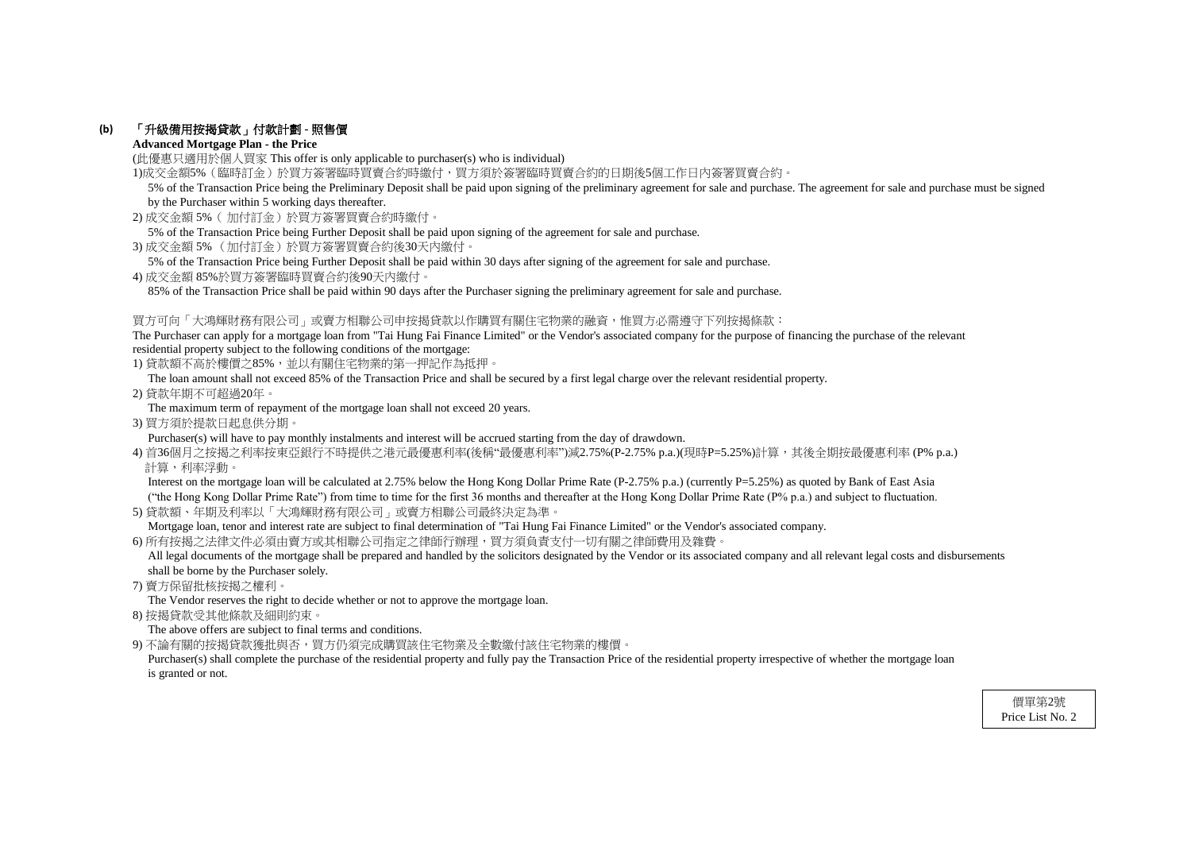**(b) 「升級備用按揭貸款」付款計劃 - 照售價**

**Advanced Mortgage Plan - the Price**

(此優惠只適用於個人買家 This offer is only applicable to purchaser(s) who is individual)

1)成交金額5%（臨時訂金）於買方簽署臨時買賣合約時繳付，買方須於簽署臨時買賣合約的日期後5個工作日內簽署買賣合約。

5% of the Transaction Price being the Preliminary Deposit shall be paid upon signing of the preliminary agreement for sale and purchase. The agreement for sale and purchase must be signed by the Purchaser within 5 working days thereafter.

2) 成交金額 5%（ 加付訂金）於買方簽署買賣合約時繳付。

5% of the Transaction Price being Further Deposit shall be paid upon signing of the agreement for sale and purchase.

3) 成交金額 5% （加付訂金）於買方簽署買賣合約後30天內繳付。

5% of the Transaction Price being Further Deposit shall be paid within 30 days after signing of the agreement for sale and purchase.

4) 成交金額 85%於買方簽署臨時買賣合約後90天內繳付。

85% of the Transaction Price shall be paid within 90 days after the Purchaser signing the preliminary agreement for sale and purchase.

買方可向「大鴻輝財務有限公司」或賣方相聯公司申按揭貸款以作購買有關住宅物業的融資，惟買方必需遵守下列按揭條款：

The Purchaser can apply for a mortgage loan from "Tai Hung Fai Finance Limited" or the Vendor's associated company for the purpose of financing the purchase of the relevant residential property subject to the following conditions of the mortgage:

1) 貸款額不高於樓價之85%，並以有關住宅物業的第一押記作為抵押。

The loan amount shall not exceed 85% of the Transaction Price and shall be secured by a first legal charge over the relevant residential property.

2) 貸款年期不可超過20年。

The maximum term of repayment of the mortgage loan shall not exceed 20 years.

3) 買方須於提款日起息供分期。

Purchaser(s) will have to pay monthly instalments and interest will be accrued starting from the day of drawdown.

4) 首36個月之按揭之利率按東亞銀行不時提供之港元最優惠利率(後稱"最優惠利率")減2.75%(P-2.75% p.a.)(現時P=5.25%)計算，其後全期按最優惠利率 (P% p.a.) 計算，利率浮動。

Interest on the mortgage loan will be calculated at 2.75% below the Hong Kong Dollar Prime Rate (P-2.75% p.a.) (currently P=5.25%) as quoted by Bank of East Asia ("the Hong Kong Dollar Prime Rate") from time to time for the first 36 months and thereafter at the Hong Kong Dollar Prime Rate (P% p.a.) and subject to fluctuation.

5) 貸款額、年期及利率以「大鴻輝財務有限公司」或賣方相聯公司最終決定為準。

Mortgage loan, tenor and interest rate are subject to final determination of "Tai Hung Fai Finance Limited" or the Vendor's associated company.

6) 所有按揭之法律文件必須由賣方或其相聯公司指定之律師行辦理，買方須負責支付一切有關之律師費用及雜費。

All legal documents of the mortgage shall be prepared and handled by the solicitors designated by the Vendor or its associated company and all relevant legal costs and disbursements shall be borne by the Purchaser solely.

7) 賣方保留批核按揭之權利。

The Vendor reserves the right to decide whether or not to approve the mortgage loan.

8) 按揭貸款受其他條款及細則約束。

The above offers are subject to final terms and conditions.

9) 不論有關的按揭貸款獲批與否，買方仍須完成購買該住宅物業及全數繳付該住宅物業的樓價。

Purchaser(s) shall complete the purchase of the residential property and fully pay the Transaction Price of the residential property irrespective of whether the mortgage loan is granted or not.

價單第2號
Price List No. 2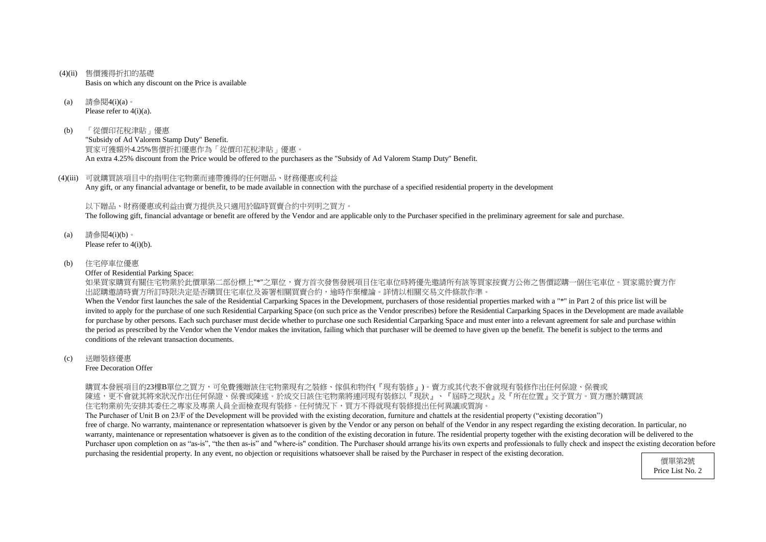(4)(ii) 售價獲得折扣的基礎
Basis on which any discount on the Price is available

(a) 請參閱4(i)(a)。
Please refer to 4(i)(a).

(b) 「從價印花稅津貼」優惠
"Subsidy of Ad Valorem Stamp Duty" Benefit.
買家可獲額外4.25%售價折扣優惠作為「從價印花稅津貼」優惠。
An extra 4.25% discount from the Price would be offered to the purchasers as the "Subsidy of Ad Valorem Stamp Duty" Benefit.

(4)(iii) 可就購買該項目中的指明住宅物業而連帶獲得的任何贈品、財務優惠或利益
Any gift, or any financial advantage or benefit, to be made available in connection with the purchase of a specified residential property in the development

以下贈品、財務優惠或利益由賣方提供及只適用於臨時買賣合約中列明之買方。
The following gift, financial advantage or benefit are offered by the Vendor and are applicable only to the Purchaser specified in the preliminary agreement for sale and purchase.

(a) 請參閱4(i)(b)。
Please refer to 4(i)(b).

(b) 住宅停車位優惠
Offer of Residential Parking Space:
如果買家購買有關住宅物業於此價單第二部份標上"*"之單位，賣方首次發售發展項目住宅車位時將優先邀請所有該等買家按賣方公佈之售價認購一個住宅車位。買家需於賣方作出認購邀請時賣方所訂時限決定是否購買住宅車位及簽署相關買賣合約，逾時作棄權論。詳情以相關交易文件條款作準。
When the Vendor first launches the sale of the Residential Carparking Spaces in the Development, purchasers of those residential properties marked with a "*" in Part 2 of this price list will be invited to apply for the purchase of one such Residential Carparking Space (on such price as the Vendor prescribes) before the Residential Carparking Spaces in the Development are made available for purchase by other persons. Each such purchaser must decide whether to purchase one such Residential Carparking Space and must enter into a relevant agreement for sale and purchase within the period as prescribed by the Vendor when the Vendor makes the invitation, failing which that purchaser will be deemed to have given up the benefit. The benefit is subject to the terms and conditions of the relevant transaction documents.

(c) 送贈裝修優惠
Free Decoration Offer

購買本發展項目的23樓B單位之買方，可免費獲贈該住宅物業現有之裝修、傢俱和物件(『現有裝修』)。賣方或其代表不會就現有裝修作出任何保證、保養或陳述，更不會就其將來狀況作出任何保證、保養或陳述。於成交日該住宅物業將連同現有裝修以『現狀』、『屆時之現狀』及『所在位置』交予買方。買方應於購買該住宅物業前先安排其委任之專家及專業人員全面檢查現有裝修。任何情況下，買方不得就現有裝修提出任何異議或質詢。
The Purchaser of Unit B on 23/F of the Development will be provided with the existing decoration, furniture and chattels at the residential property ("existing decoration") free of charge. No warranty, maintenance or representation whatsoever is given by the Vendor or any person on behalf of the Vendor in any respect regarding the existing decoration. In particular, no warranty, maintenance or representation whatsoever is given as to the condition of the existing decoration in future. The residential property together with the existing decoration will be delivered to the Purchaser upon completion on as "as-is", "the then as-is" and "where-is" condition. The Purchaser should arrange his/its own experts and professionals to fully check and inspect the existing decoration before purchasing the residential property. In any event, no objection or requisitions whatsoever shall be raised by the Purchaser in respect of the existing decoration.

價單第2號
Price List No. 2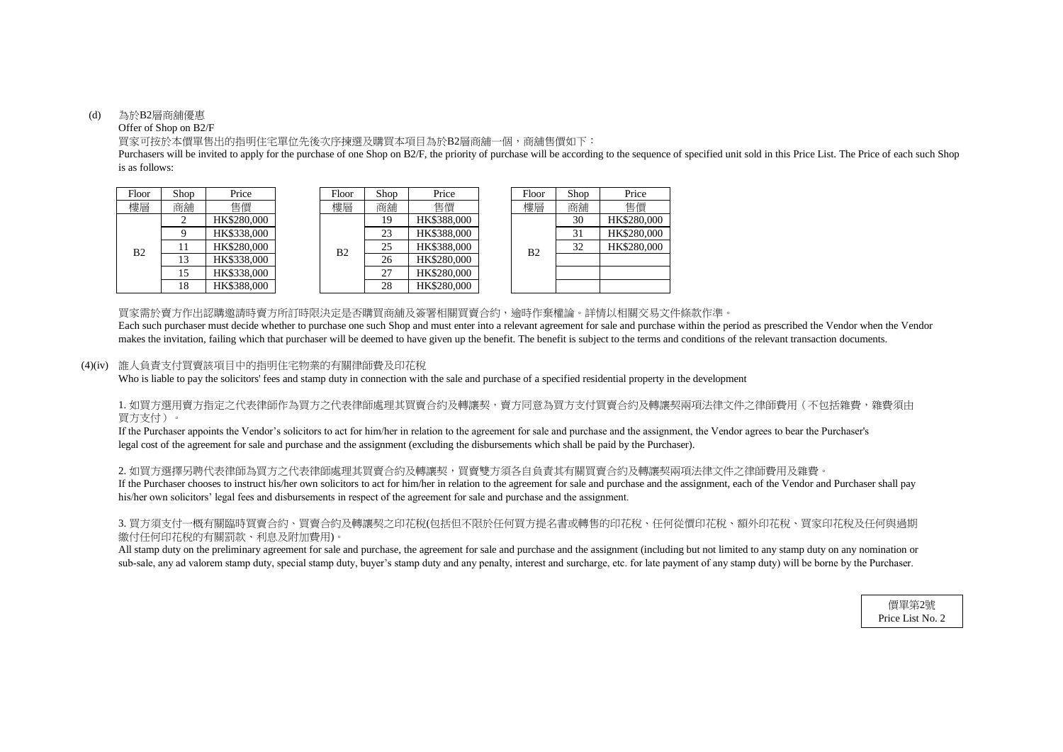(d) 為於B2層商舖優惠

Offer of Shop on B2/F

買家可按於本價單售出的指明住宅單位先後次序揀選及購買本項目為於B2層商舖一個，商舖售價如下：

Purchasers will be invited to apply for the purchase of one Shop on B2/F, the priority of purchase will be according to the sequence of specified unit sold in this Price List. The Price of each such Shop is as follows:

| Floor 樓層 | Shop 商舖 | Price 售價 |
|---|---|---|
| B2 | 2 | HK$280,000 |
| | 9 | HK$338,000 |
| | 11 | HK$280,000 |
| | 13 | HK$338,000 |
| | 15 | HK$338,000 |
| | 18 | HK$388,000 |

| Floor 樓層 | Shop 商舖 | Price 售價 |
|---|---|---|
| B2 | 19 | HK$388,000 |
| | 23 | HK$388,000 |
| | 25 | HK$388,000 |
| | 26 | HK$280,000 |
| | 27 | HK$280,000 |
| | 28 | HK$280,000 |

| Floor 樓層 | Shop 商舖 | Price 售價 |
|---|---|---|
| B2 | 30 | HK$280,000 |
| | 31 | HK$280,000 |
| | 32 | HK$280,000 |
| | | |
| | | |
| | | |

買家需於賣方作出認購邀請時賣方所訂時限決定是否購買商舖及簽署相關買賣合約，逾時作棄權論。詳情以相關交易文件條款作準。

Each such purchaser must decide whether to purchase one such Shop and must enter into a relevant agreement for sale and purchase within the period as prescribed the Vendor when the Vendor makes the invitation, failing which that purchaser will be deemed to have given up the benefit. The benefit is subject to the terms and conditions of the relevant transaction documents.

(4)(iv) 誰人負責支付買賣該項目中的指明住宅物業的有關律師費及印花稅

Who is liable to pay the solicitors' fees and stamp duty in connection with the sale and purchase of a specified residential property in the development

1. 如買方選用賣方指定之代表律師作為買方之代表律師處理其買賣合約及轉讓契，賣方同意為買方支付買賣合約及轉讓契兩項法律文件之律師費用（不包括雜費，雜費須由買方支付）。

If the Purchaser appoints the Vendor's solicitors to act for him/her in relation to the agreement for sale and purchase and the assignment, the Vendor agrees to bear the Purchaser's legal cost of the agreement for sale and purchase and the assignment (excluding the disbursements which shall be paid by the Purchaser).

2. 如買方選擇另聘代表律師為買方之代表律師處理其買賣合約及轉讓契，買賣雙方須各自負責其有關買賣合約及轉讓契兩項法律文件之律師費用及雜費。

If the Purchaser chooses to instruct his/her own solicitors to act for him/her in relation to the agreement for sale and purchase and the assignment, each of the Vendor and Purchaser shall pay his/her own solicitors' legal fees and disbursements in respect of the agreement for sale and purchase and the assignment.

3. 買方須支付一概有關臨時買賣合約、買賣合約及轉讓契之印花稅(包括但不限於任何買方提名書或轉售的印花稅、任何從價印花稅、額外印花稅、買家印花稅及任何與過期繳付任何印花稅的有關罰款、利息及附加費用)。

All stamp duty on the preliminary agreement for sale and purchase, the agreement for sale and purchase and the assignment (including but not limited to any stamp duty on any nomination or sub-sale, any ad valorem stamp duty, special stamp duty, buyer's stamp duty and any penalty, interest and surcharge, etc. for late payment of any stamp duty) will be borne by the Purchaser.

價單第2號
Price List No. 2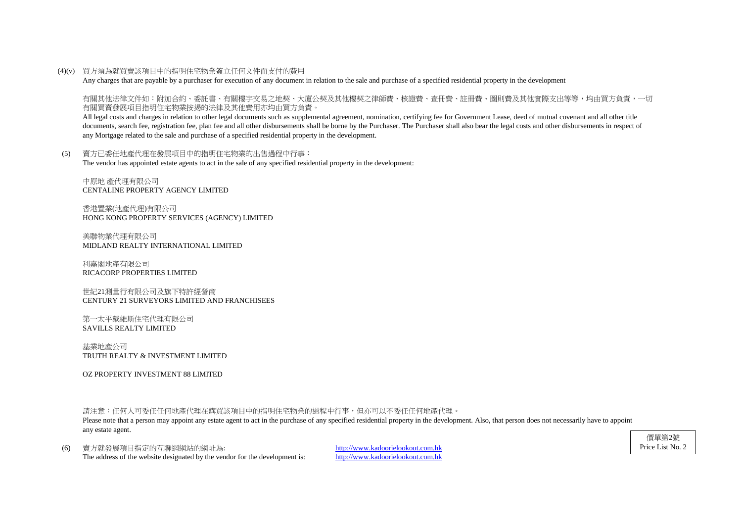(4)(v) 買方須為就買賣該項目中的指明住宅物業簽立任何文件而支付的費用
Any charges that are payable by a purchaser for execution of any document in relation to the sale and purchase of a specified residential property in the development

有關其他法律文件如：附加合約、委託書、有關樓宇交易之地契、大廈公契及其他樓契之律師費、核證費、查冊費、註冊費、圖則費及其他實際支出等等，均由買方負責，一切有關買賣發展項目指明住宅物業按揭的法律及其他費用亦均由買方負責。
All legal costs and charges in relation to other legal documents such as supplemental agreement, nomination, certifying fee for Government Lease, deed of mutual covenant and all other title documents, search fee, registration fee, plan fee and all other disbursements shall be borne by the Purchaser. The Purchaser shall also bear the legal costs and other disbursements in respect of any Mortgage related to the sale and purchase of a specified residential property in the development.

(5) 賣方已委任地產代理在發展項目中的指明住宅物業的出售過程中行事：
The vendor has appointed estate agents to act in the sale of any specified residential property in the development:

中原地 產代理有限公司
CENTALINE PROPERTY AGENCY LIMITED

香港置業(地產代理)有限公司
HONG KONG PROPERTY SERVICES (AGENCY) LIMITED

美聯物業代理有限公司
MIDLAND REALTY INTERNATIONAL LIMITED

利嘉閣地產有限公司
RICACORP PROPERTIES LIMITED

世紀21測量行有限公司及旗下特許經營商
CENTURY 21 SURVEYORS LIMITED AND FRANCHISEES

第一太平戴維斯住宅代理有限公司
SAVILLS REALTY LIMITED

基業地產公司
TRUTH REALTY & INVESTMENT LIMITED

OZ PROPERTY INVESTMENT 88 LIMITED

請注意：任何人可委任任何地產代理在購買該項目中的指明住宅物業的過程中行事，但亦可以不委任任何地產代理。
Please note that a person may appoint any estate agent to act in the purchase of any specified residential property in the development. Also, that person does not necessarily have to appoint any estate agent.

(6) 賣方就發展項目指定的互聯網網站的網址為: http://www.kadoorielookout.com.hk
The address of the website designated by the vendor for the development is: http://www.kadoorielookout.com.hk

價單第2號
Price List No. 2